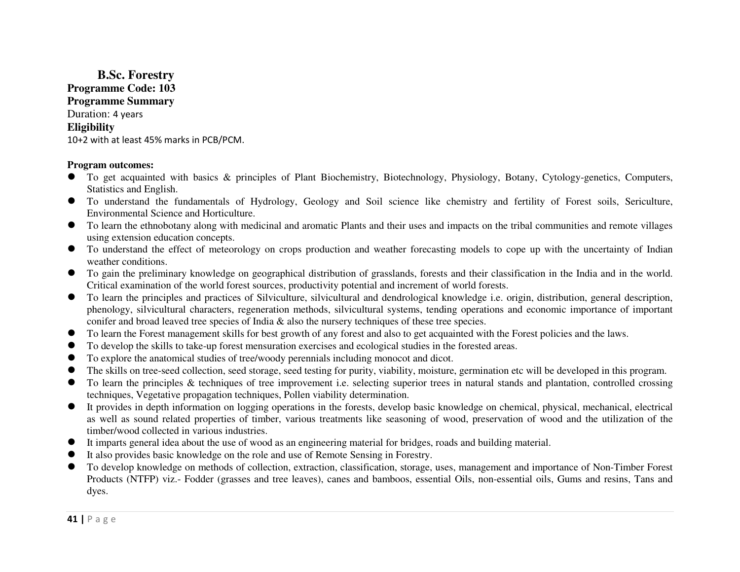# B.Sc. Forestry

**Programme Code: 103**

**Programme Summary**

Duration: 4 years

**Eligibility**

10+2 with at least 45% marks in PCB/PCM.

**Program outcomes:**

- To get acquainted with basics & principles of Plant Biochemistry, Biotechnology, Physiology, Botany, Cytology-genetics, Computers, Statistics and English.
- To understand the fundamentals of Hydrology, Geology and Soil science like chemistry and fertility of Forest soils, Sericulture, Environmental Science and Horticulture.
- To learn the ethnobotany along with medicinal and aromatic Plants and their uses and impacts on the tribal communities and remote villages using extension education concepts.
- To understand the effect of meteorology on crops production and weather forecasting models to cope up with the uncertainty of Indian weather conditions.
- To gain the preliminary knowledge on geographical distribution of grasslands, forests and their classification in the India and in the world. Critical examination of the world forest sources, productivity potential and increment of world forests.
- To learn the principles and practices of Silviculture, silvicultural and dendrological knowledge i.e. origin, distribution, general description, phenology, silvicultural characters, regeneration methods, silvicultural systems, tending operations and economic importance of important conifer and broad leaved tree species of India & also the nursery techniques of these tree species.
- To learn the Forest management skills for best growth of any forest and also to get acquainted with the Forest policies and the laws.
- To develop the skills to take-up forest mensuration exercises and ecological studies in the forested areas.
- To explore the anatomical studies of tree/woody perennials including monocot and dicot.
- The skills on tree-seed collection, seed storage, seed testing for purity, viability, moisture, germination etc will be developed in this program.
- To learn the principles & techniques of tree improvement i.e. selecting superior trees in natural stands and plantation, controlled crossing techniques, Vegetative propagation techniques, Pollen viability determination.
- It provides in depth information on logging operations in the forests, develop basic knowledge on chemical, physical, mechanical, electrical as well as sound related properties of timber, various treatments like seasoning of wood, preservation of wood and the utilization of the timber/wood collected in various industries.
- It imparts general idea about the use of wood as an engineering material for bridges, roads and building material.
- It also provides basic knowledge on the role and use of Remote Sensing in Forestry.
- To develop knowledge on methods of collection, extraction, classification, storage, uses, management and importance of Non-Timber Forest Products (NTFP) viz.- Fodder (grasses and tree leaves), canes and bamboos, essential Oils, non-essential oils, Gums and resins, Tans and dyes.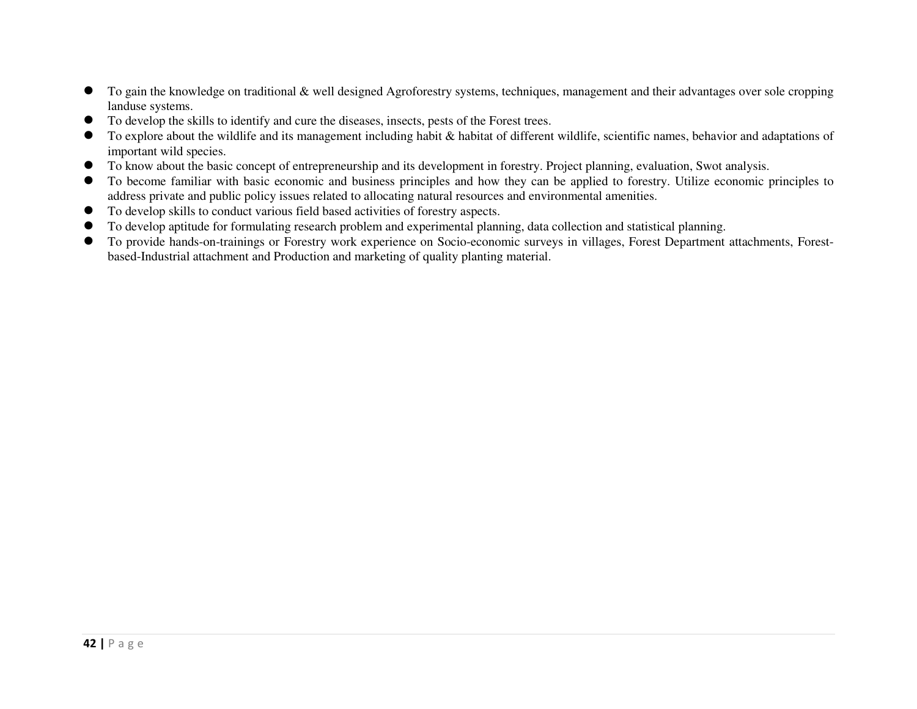- To gain the knowledge on traditional & well designed Agroforestry systems, techniques, management and their advantages over sole cropping landuse systems.
- To develop the skills to identify and cure the diseases, insects, pests of the Forest trees.
- To explore about the wildlife and its management including habit & habitat of different wildlife, scientific names, behavior and adaptations of important wild species.
- To know about the basic concept of entrepreneurship and its development in forestry. Project planning, evaluation, Swot analysis.
- To become familiar with basic economic and business principles and how they can be applied to forestry. Utilize economic principles to address private and public policy issues related to allocating natural resources and environmental amenities.
- To develop skills to conduct various field based activities of forestry aspects.
- To develop aptitude for formulating research problem and experimental planning, data collection and statistical planning.
- To provide hands-on-trainings or Forestry work experience on Socio-economic surveys in villages, Forest Department attachments, Forest-based-Industrial attachment and Production and marketing of quality planting material.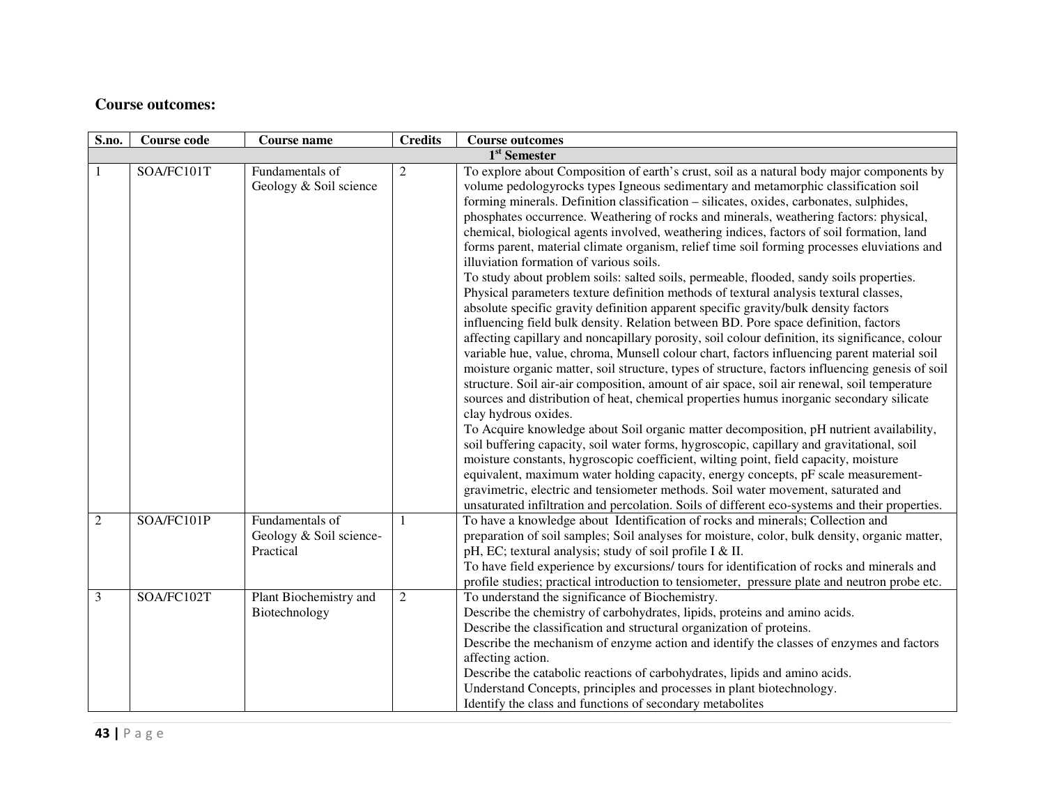## Course outcomes:

| S.no. | Course code | Course name | Credits | Course outcomes |
|---|---|---|---|---|
| | | | | **1st Semester** |
| 1 | SOA/FC101T | Fundamentals of Geology & Soil science | 2 | To explore about Composition of earth's crust, soil as a natural body major components by volume pedologyrocks types Igneous sedimentary and metamorphic classification soil forming minerals. Definition classification – silicates, oxides, carbonates, sulphides, phosphates occurrence. Weathering of rocks and minerals, weathering factors: physical, chemical, biological agents involved, weathering indices, factors of soil formation, land forms parent, material climate organism, relief time soil forming processes eluviations and illuviation formation of various soils.<br>To study about problem soils: salted soils, permeable, flooded, sandy soils properties. Physical parameters texture definition methods of textural analysis textural classes, absolute specific gravity definition apparent specific gravity/bulk density factors influencing field bulk density. Relation between BD. Pore space definition, factors affecting capillary and noncapillary porosity, soil colour definition, its significance, colour variable hue, value, chroma, Munsell colour chart, factors influencing parent material soil moisture organic matter, soil structure, types of structure, factors influencing genesis of soil structure. Soil air-air composition, amount of air space, soil air renewal, soil temperature sources and distribution of heat, chemical properties humus inorganic secondary silicate clay hydrous oxides.<br>To Acquire knowledge about Soil organic matter decomposition, pH nutrient availability, soil buffering capacity, soil water forms, hygroscopic, capillary and gravitational, soil moisture constants, hygroscopic coefficient, wilting point, field capacity, moisture equivalent, maximum water holding capacity, energy concepts, pF scale measurement-gravimetric, electric and tensiometer methods. Soil water movement, saturated and unsaturated infiltration and percolation. Soils of different eco-systems and their properties. |
| 2 | SOA/FC101P | Fundamentals of Geology & Soil science-Practical | 1 | To have a knowledge about Identification of rocks and minerals; Collection and preparation of soil samples; Soil analyses for moisture, color, bulk density, organic matter, pH, EC; textural analysis; study of soil profile I & II.<br>To have field experience by excursions/ tours for identification of rocks and minerals and profile studies; practical introduction to tensiometer, pressure plate and neutron probe etc. |
| 3 | SOA/FC102T | Plant Biochemistry and Biotechnology | 2 | To understand the significance of Biochemistry.<br>Describe the chemistry of carbohydrates, lipids, proteins and amino acids.<br>Describe the classification and structural organization of proteins.<br>Describe the mechanism of enzyme action and identify the classes of enzymes and factors affecting action.<br>Describe the catabolic reactions of carbohydrates, lipids and amino acids.<br>Understand Concepts, principles and processes in plant biotechnology.<br>Identify the class and functions of secondary metabolites |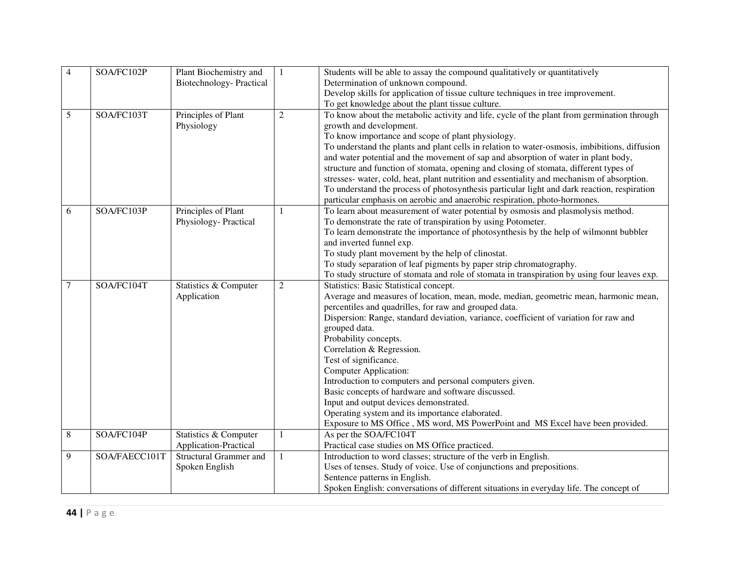| 4 | SOA/FC102P | Plant Biochemistry and Biotechnology- Practical | 1 | Students will be able to assay the compound qualitatively or quantitatively<br>Determination of unknown compound.<br>Develop skills for application of tissue culture techniques in tree improvement.<br>To get knowledge about the plant tissue culture. |
|---|---|---|---|---|
| 5 | SOA/FC103T | Principles of Plant Physiology | 2 | To know about the metabolic activity and life, cycle of the plant from germination through growth and development.<br>To know importance and scope of plant physiology.<br>To understand the plants and plant cells in relation to water-osmosis, imbibitions, diffusion and water potential and the movement of sap and absorption of water in plant body, structure and function of stomata, opening and closing of stomata, different types of stresses- water, cold, heat, plant nutrition and essentiality and mechanism of absorption.<br>To understand the process of photosynthesis particular light and dark reaction, respiration particular emphasis on aerobic and anaerobic respiration, photo-hormones. |
| 6 | SOA/FC103P | Principles of Plant Physiology- Practical | 1 | To learn about measurement of water potential by osmosis and plasmolysis method.<br>To demonstrate the rate of transpiration by using Potometer.<br>To learn demonstrate the importance of photosynthesis by the help of wilmonnt bubbler and inverted funnel exp.<br>To study plant movement by the help of clinostat.<br>To study separation of leaf pigments by paper strip chromatography.<br>To study structure of stomata and role of stomata in transpiration by using four leaves exp. |
| 7 | SOA/FC104T | Statistics & Computer Application | 2 | Statistics: Basic Statistical concept.<br>Average and measures of location, mean, mode, median, geometric mean, harmonic mean, percentiles and quadrilles, for raw and grouped data.<br>Dispersion: Range, standard deviation, variance, coefficient of variation for raw and grouped data.<br>Probability concepts.<br>Correlation & Regression.<br>Test of significance.<br>Computer Application:<br>Introduction to computers and personal computers given.<br>Basic concepts of hardware and software discussed.<br>Input and output devices demonstrated.<br>Operating system and its importance elaborated.<br>Exposure to MS Office , MS word, MS PowerPoint and MS Excel have been provided. |
| 8 | SOA/FC104P | Statistics & Computer Application-Practical | 1 | As per the SOA/FC104T<br>Practical case studies on MS Office practiced. |
| 9 | SOA/FAECC101T | Structural Grammer and Spoken English | 1 | Introduction to word classes; structure of the verb in English.<br>Uses of tenses. Study of voice. Use of conjunctions and prepositions.<br>Sentence patterns in English.<br>Spoken English: conversations of different situations in everyday life. The concept of |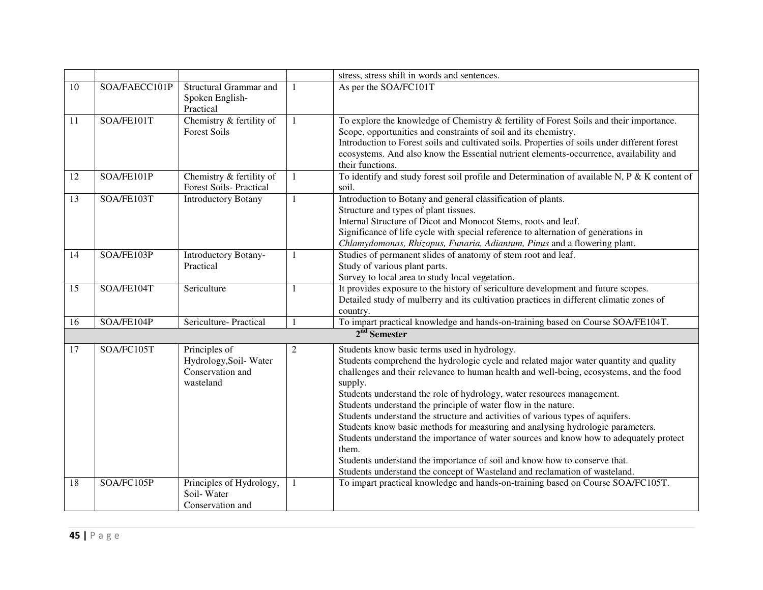|  |  |  |  | stress, stress shift in words and sentences. |
|---|---|---|---|---|
| 10 | SOA/FAECC101P | Structural Grammar and Spoken English-Practical | 1 | As per the SOA/FC101T |
| 11 | SOA/FE101T | Chemistry & fertility of Forest Soils | 1 | To explore the knowledge of Chemistry & fertility of Forest Soils and their importance. Scope, opportunities and constraints of soil and its chemistry. Introduction to Forest soils and cultivated soils. Properties of soils under different forest ecosystems. And also know the Essential nutrient elements-occurrence, availability and their functions. |
| 12 | SOA/FE101P | Chemistry & fertility of Forest Soils- Practical | 1 | To identify and study forest soil profile and Determination of available N, P & K content of soil. |
| 13 | SOA/FE103T | Introductory Botany | 1 | Introduction to Botany and general classification of plants. Structure and types of plant tissues. Internal Structure of Dicot and Monocot Stems, roots and leaf. Significance of life cycle with special reference to alternation of generations in *Chlamydomonas, Rhizopus, Funaria, Adiantum, Pinus* and a flowering plant. |
| 14 | SOA/FE103P | Introductory Botany-Practical | 1 | Studies of permanent slides of anatomy of stem root and leaf. Study of various plant parts. Survey to local area to study local vegetation. |
| 15 | SOA/FE104T | Sericulture | 1 | It provides exposure to the history of sericulture development and future scopes. Detailed study of mulberry and its cultivation practices in different climatic zones of country. |
| 16 | SOA/FE104P | Sericulture- Practical | 1 | To impart practical knowledge and hands-on-training based on Course SOA/FE104T. |
| **2nd Semester** |  |  |  |  |
| 17 | SOA/FC105T | Principles of Hydrology,Soil- Water Conservation and wasteland | 2 | Students know basic terms used in hydrology. Students comprehend the hydrologic cycle and related major water quantity and quality challenges and their relevance to human health and well-being, ecosystems, and the food supply. Students understand the role of hydrology, water resources management. Students understand the principle of water flow in the nature. Students understand the structure and activities of various types of aquifers. Students know basic methods for measuring and analysing hydrologic parameters. Students understand the importance of water sources and know how to adequately protect them. Students understand the importance of soil and know how to conserve that. Students understand the concept of Wasteland and reclamation of wasteland. |
| 18 | SOA/FC105P | Principles of Hydrology, Soil- Water Conservation and | 1 | To impart practical knowledge and hands-on-training based on Course SOA/FC105T. |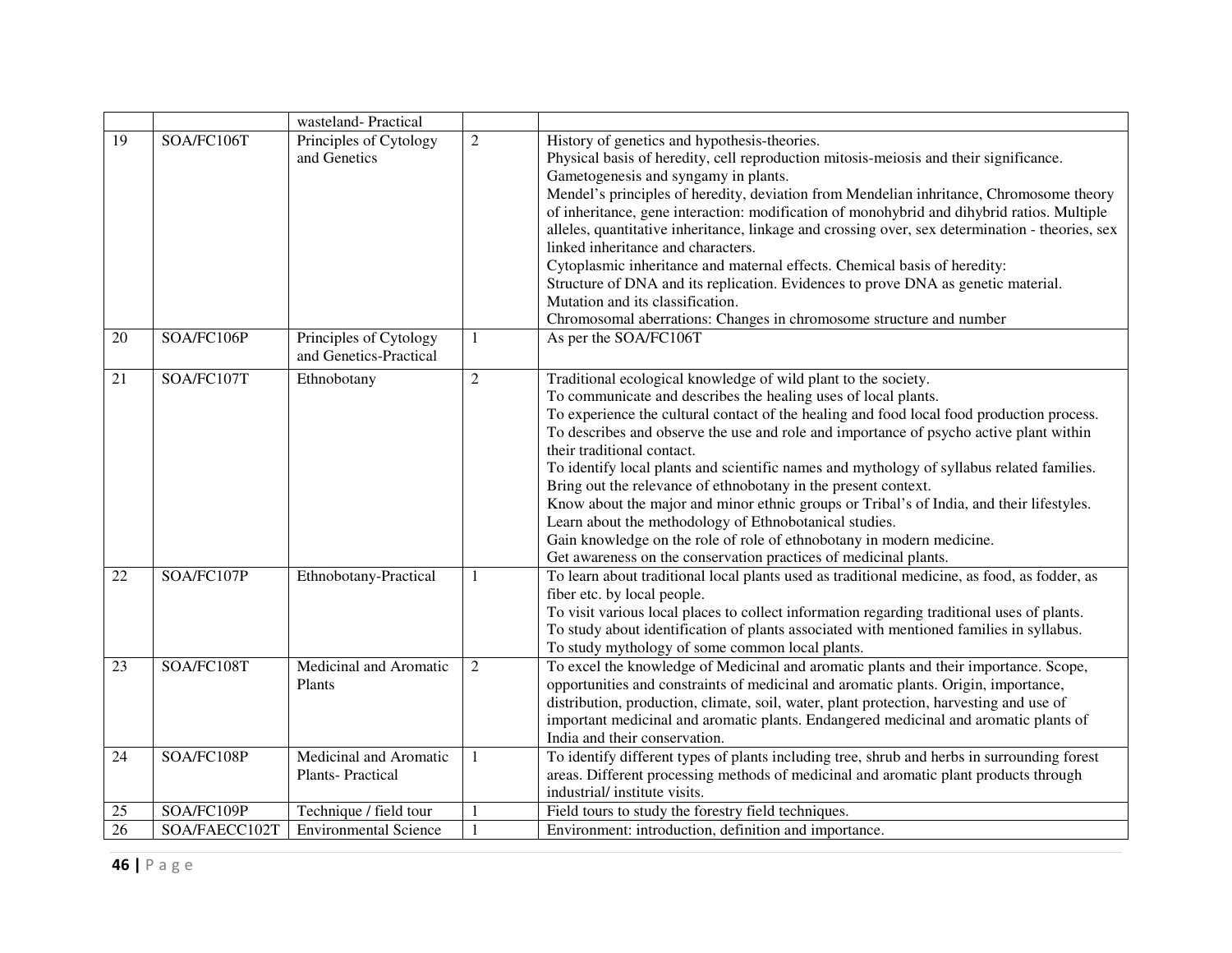|  |  | wasteland- Practical |  |  |
|---|---|---|---|---|
| 19 | SOA/FC106T | Principles of Cytology and Genetics | 2 | History of genetics and hypothesis-theories.<br>Physical basis of heredity, cell reproduction mitosis-meiosis and their significance.<br>Gametogenesis and syngamy in plants.<br>Mendel's principles of heredity, deviation from Mendelian inhritance, Chromosome theory of inheritance, gene interaction: modification of monohybrid and dihybrid ratios. Multiple alleles, quantitative inheritance, linkage and crossing over, sex determination - theories, sex linked inheritance and characters.<br>Cytoplasmic inheritance and maternal effects. Chemical basis of heredity:<br>Structure of DNA and its replication. Evidences to prove DNA as genetic material.<br>Mutation and its classification.<br>Chromosomal aberrations: Changes in chromosome structure and number |
| 20 | SOA/FC106P | Principles of Cytology and Genetics-Practical | 1 | As per the SOA/FC106T |
| 21 | SOA/FC107T | Ethnobotany | 2 | Traditional ecological knowledge of wild plant to the society.<br>To communicate and describes the healing uses of local plants.<br>To experience the cultural contact of the healing and food local food production process.<br>To describes and observe the use and role and importance of psycho active plant within their traditional contact.<br>To identify local plants and scientific names and mythology of syllabus related families.<br>Bring out the relevance of ethnobotany in the present context.<br>Know about the major and minor ethnic groups or Tribal's of India, and their lifestyles.<br>Learn about the methodology of Ethnobotanical studies.<br>Gain knowledge on the role of role of ethnobotany in modern medicine.<br>Get awareness on the conservation practices of medicinal plants. |
| 22 | SOA/FC107P | Ethnobotany-Practical | 1 | To learn about traditional local plants used as traditional medicine, as food, as fodder, as fiber etc. by local people.<br>To visit various local places to collect information regarding traditional uses of plants.<br>To study about identification of plants associated with mentioned families in syllabus.<br>To study mythology of some common local plants. |
| 23 | SOA/FC108T | Medicinal and Aromatic Plants | 2 | To excel the knowledge of Medicinal and aromatic plants and their importance. Scope, opportunities and constraints of medicinal and aromatic plants. Origin, importance, distribution, production, climate, soil, water, plant protection, harvesting and use of important medicinal and aromatic plants. Endangered medicinal and aromatic plants of India and their conservation. |
| 24 | SOA/FC108P | Medicinal and Aromatic Plants- Practical | 1 | To identify different types of plants including tree, shrub and herbs in surrounding forest areas. Different processing methods of medicinal and aromatic plant products through industrial/ institute visits. |
| 25 | SOA/FC109P | Technique / field tour | 1 | Field tours to study the forestry field techniques. |
| 26 | SOA/FAECC102T | Environmental Science | 1 | Environment: introduction, definition and importance. |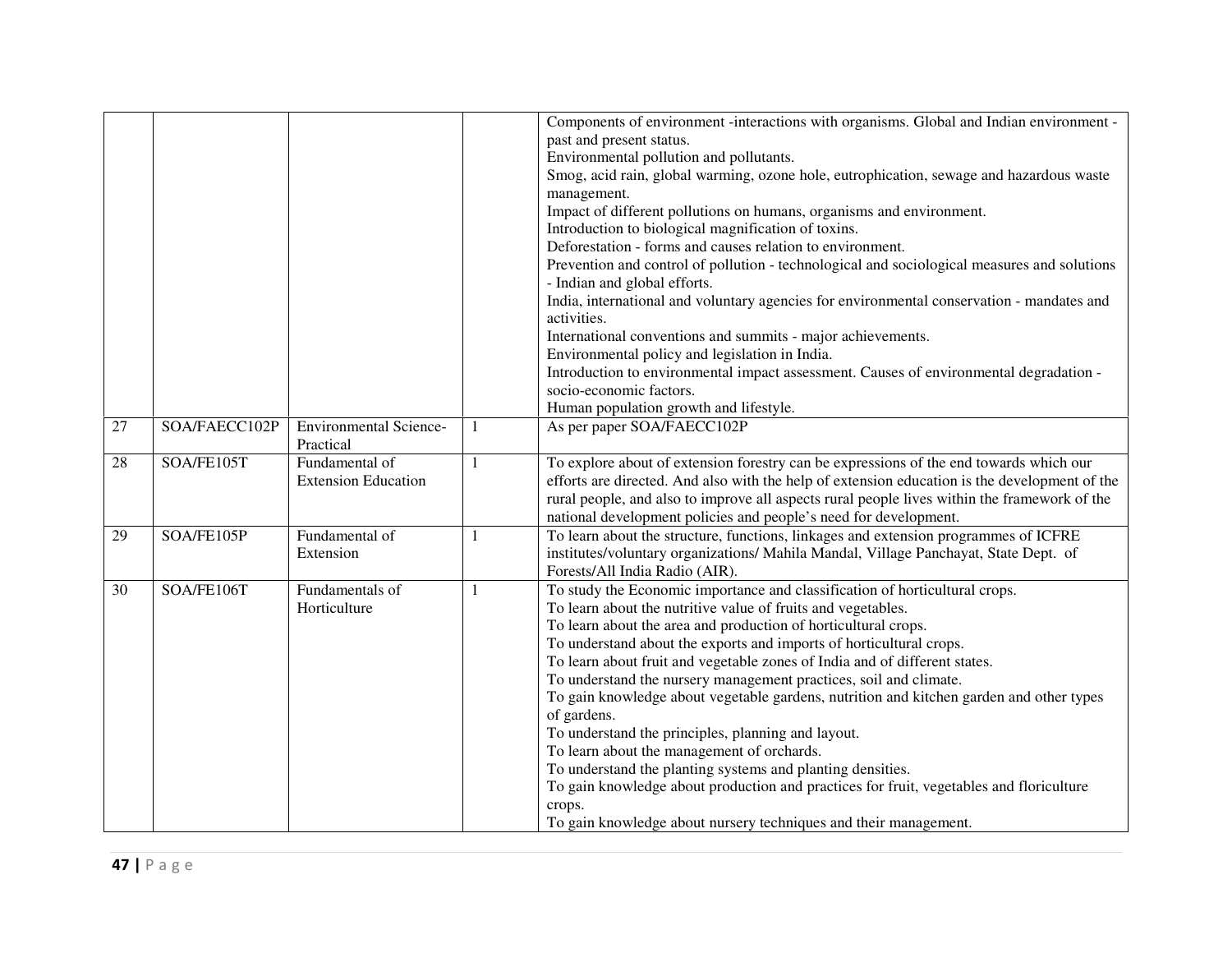| | | | | |
|---|---|---|---|---|
| | | | | Components of environment -interactions with organisms. Global and Indian environment - past and present status.<br>Environmental pollution and pollutants.<br>Smog, acid rain, global warming, ozone hole, eutrophication, sewage and hazardous waste management.<br>Impact of different pollutions on humans, organisms and environment.<br>Introduction to biological magnification of toxins.<br>Deforestation - forms and causes relation to environment.<br>Prevention and control of pollution - technological and sociological measures and solutions - Indian and global efforts.<br>India, international and voluntary agencies for environmental conservation - mandates and activities.<br>International conventions and summits - major achievements.<br>Environmental policy and legislation in India.<br>Introduction to environmental impact assessment. Causes of environmental degradation - socio-economic factors.<br>Human population growth and lifestyle. |
| 27 | SOA/FAECC102P | Environmental Science-Practical | 1 | As per paper SOA/FAECC102P |
| 28 | SOA/FE105T | Fundamental of Extension Education | 1 | To explore about of extension forestry can be expressions of the end towards which our efforts are directed. And also with the help of extension education is the development of the rural people, and also to improve all aspects rural people lives within the framework of the national development policies and people's need for development. |
| 29 | SOA/FE105P | Fundamental of Extension | 1 | To learn about the structure, functions, linkages and extension programmes of ICFRE institutes/voluntary organizations/ Mahila Mandal, Village Panchayat, State Dept. of Forests/All India Radio (AIR). |
| 30 | SOA/FE106T | Fundamentals of Horticulture | 1 | To study the Economic importance and classification of horticultural crops.<br>To learn about the nutritive value of fruits and vegetables.<br>To learn about the area and production of horticultural crops.<br>To understand about the exports and imports of horticultural crops.<br>To learn about fruit and vegetable zones of India and of different states.<br>To understand the nursery management practices, soil and climate.<br>To gain knowledge about vegetable gardens, nutrition and kitchen garden and other types of gardens.<br>To understand the principles, planning and layout.<br>To learn about the management of orchards.<br>To understand the planting systems and planting densities.<br>To gain knowledge about production and practices for fruit, vegetables and floriculture crops.<br>To gain knowledge about nursery techniques and their management. |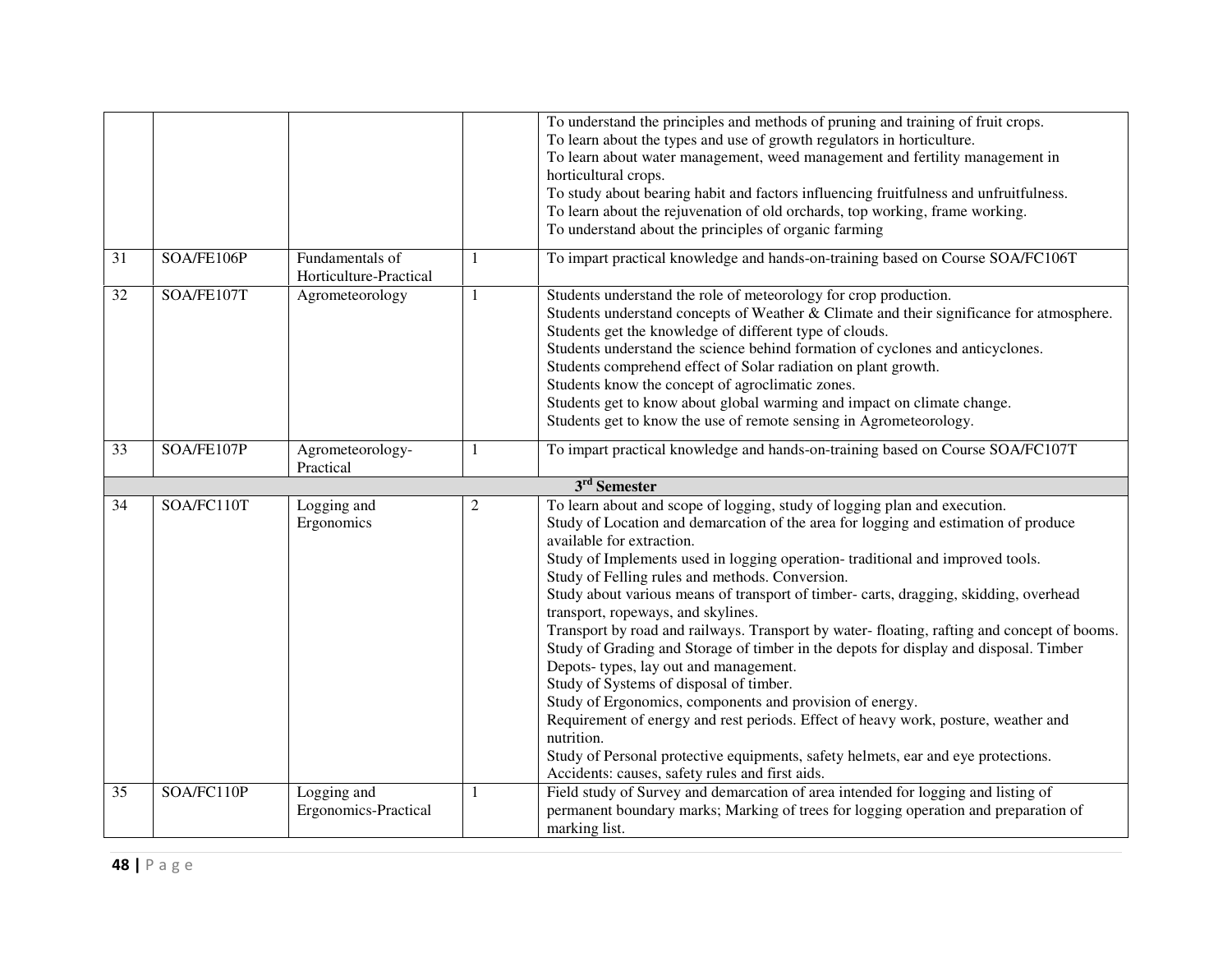| | | | | |
|---|---|---|---|---|
| | | | | To understand the principles and methods of pruning and training of fruit crops.<br>To learn about the types and use of growth regulators in horticulture.<br>To learn about water management, weed management and fertility management in horticultural crops.<br>To study about bearing habit and factors influencing fruitfulness and unfruitfulness.<br>To learn about the rejuvenation of old orchards, top working, frame working.<br>To understand about the principles of organic farming |
| 31 | SOA/FE106P | Fundamentals of Horticulture-Practical | 1 | To impart practical knowledge and hands-on-training based on Course SOA/FC106T |
| 32 | SOA/FE107T | Agrometeorology | 1 | Students understand the role of meteorology for crop production.<br>Students understand concepts of Weather & Climate and their significance for atmosphere.<br>Students get the knowledge of different type of clouds.<br>Students understand the science behind formation of cyclones and anticyclones.<br>Students comprehend effect of Solar radiation on plant growth.<br>Students know the concept of agroclimatic zones.<br>Students get to know about global warming and impact on climate change.<br>Students get to know the use of remote sensing in Agrometeorology. |
| 33 | SOA/FE107P | Agrometeorology-Practical | 1 | To impart practical knowledge and hands-on-training based on Course SOA/FC107T |
| | | **3rd Semester** | | |
| 34 | SOA/FC110T | Logging and Ergonomics | 2 | To learn about and scope of logging, study of logging plan and execution.<br>Study of Location and demarcation of the area for logging and estimation of produce available for extraction.<br>Study of Implements used in logging operation- traditional and improved tools.<br>Study of Felling rules and methods. Conversion.<br>Study about various means of transport of timber- carts, dragging, skidding, overhead transport, ropeways, and skylines.<br>Transport by road and railways. Transport by water- floating, rafting and concept of booms.<br>Study of Grading and Storage of timber in the depots for display and disposal. Timber Depots- types, lay out and management.<br>Study of Systems of disposal of timber.<br>Study of Ergonomics, components and provision of energy.<br>Requirement of energy and rest periods. Effect of heavy work, posture, weather and nutrition.<br>Study of Personal protective equipments, safety helmets, ear and eye protections.<br>Accidents: causes, safety rules and first aids. |
| 35 | SOA/FC110P | Logging and Ergonomics-Practical | 1 | Field study of Survey and demarcation of area intended for logging and listing of permanent boundary marks; Marking of trees for logging operation and preparation of marking list. |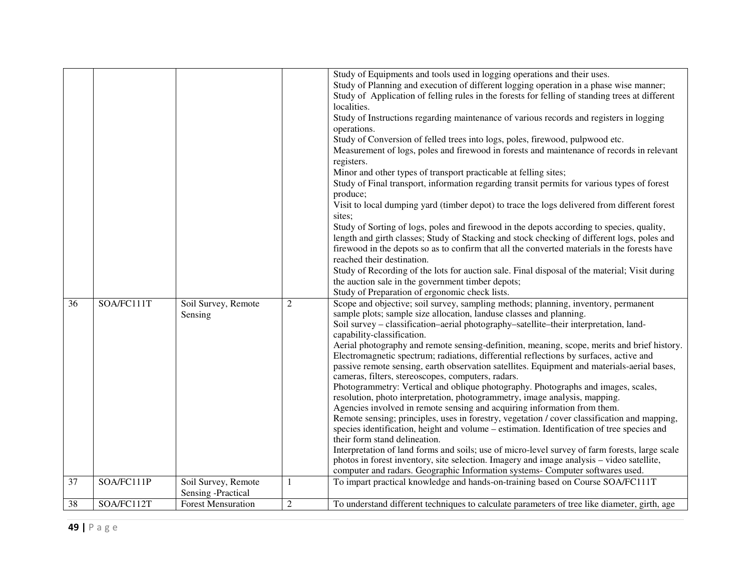| | | | | |
|---|---|---|---|---|
| | | | | Study of Equipments and tools used in logging operations and their uses.<br>Study of Planning and execution of different logging operation in a phase wise manner;<br>Study of Application of felling rules in the forests for felling of standing trees at different localities.<br>Study of Instructions regarding maintenance of various records and registers in logging operations.<br>Study of Conversion of felled trees into logs, poles, firewood, pulpwood etc.<br>Measurement of logs, poles and firewood in forests and maintenance of records in relevant registers.<br>Minor and other types of transport practicable at felling sites;<br>Study of Final transport, information regarding transit permits for various types of forest produce;<br>Visit to local dumping yard (timber depot) to trace the logs delivered from different forest sites;<br>Study of Sorting of logs, poles and firewood in the depots according to species, quality, length and girth classes; Study of Stacking and stock checking of different logs, poles and firewood in the depots so as to confirm that all the converted materials in the forests have reached their destination.<br>Study of Recording of the lots for auction sale. Final disposal of the material; Visit during the auction sale in the government timber depots;<br>Study of Preparation of ergonomic check lists. |
| 36 | SOA/FC111T | Soil Survey, Remote Sensing | 2 | Scope and objective; soil survey, sampling methods; planning, inventory, permanent sample plots; sample size allocation, landuse classes and planning.<br>Soil survey – classification–aerial photography–satellite–their interpretation, land-capability-classification.<br>Aerial photography and remote sensing-definition, meaning, scope, merits and brief history. Electromagnetic spectrum; radiations, differential reflections by surfaces, active and passive remote sensing, earth observation satellites. Equipment and materials-aerial bases, cameras, filters, stereoscopes, computers, radars.<br>Photogrammetry: Vertical and oblique photography. Photographs and images, scales, resolution, photo interpretation, photogrammetry, image analysis, mapping.<br>Agencies involved in remote sensing and acquiring information from them.<br>Remote sensing; principles, uses in forestry, vegetation / cover classification and mapping, species identification, height and volume – estimation. Identification of tree species and their form stand delineation.<br>Interpretation of land forms and soils; use of micro-level survey of farm forests, large scale photos in forest inventory, site selection. Imagery and image analysis – video satellite, computer and radars. Geographic Information systems- Computer softwares used. |
| 37 | SOA/FC111P | Soil Survey, Remote Sensing -Practical | 1 | To impart practical knowledge and hands-on-training based on Course SOA/FC111T |
| 38 | SOA/FC112T | Forest Mensuration | 2 | To understand different techniques to calculate parameters of tree like diameter, girth, age |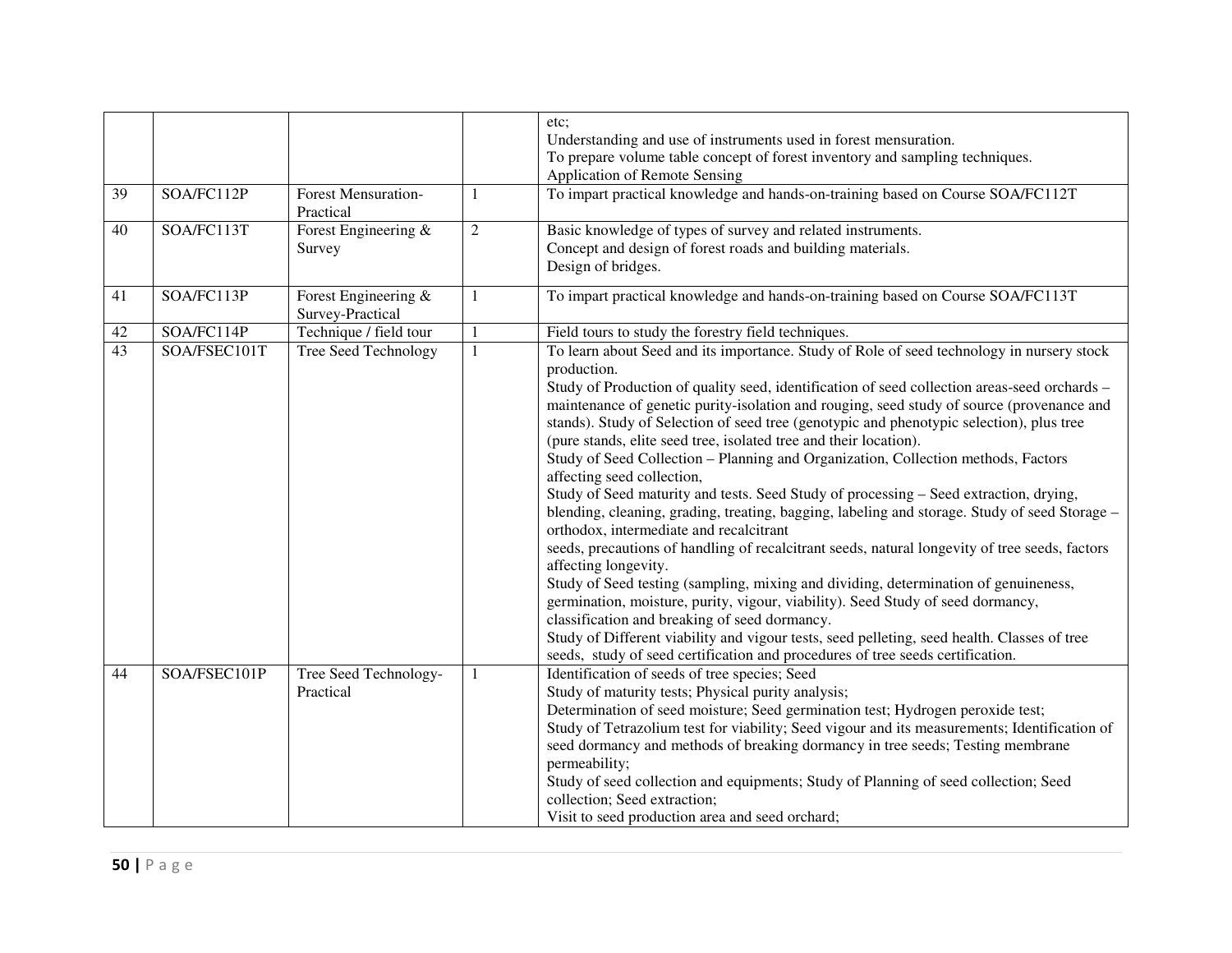| | | | | |
|---|---|---|---|---|
| | | | | etc;<br>Understanding and use of instruments used in forest mensuration.<br>To prepare volume table concept of forest inventory and sampling techniques.<br>Application of Remote Sensing |
| 39 | SOA/FC112P | Forest Mensuration-Practical | 1 | To impart practical knowledge and hands-on-training based on Course SOA/FC112T |
| 40 | SOA/FC113T | Forest Engineering & Survey | 2 | Basic knowledge of types of survey and related instruments.<br>Concept and design of forest roads and building materials.<br>Design of bridges. |
| 41 | SOA/FC113P | Forest Engineering & Survey-Practical | 1 | To impart practical knowledge and hands-on-training based on Course SOA/FC113T |
| 42 | SOA/FC114P | Technique / field tour | 1 | Field tours to study the forestry field techniques. |
| 43 | SOA/FSEC101T | Tree Seed Technology | 1 | To learn about Seed and its importance. Study of Role of seed technology in nursery stock production.<br>Study of Production of quality seed, identification of seed collection areas-seed orchards – maintenance of genetic purity-isolation and rouging, seed study of source (provenance and stands). Study of Selection of seed tree (genotypic and phenotypic selection), plus tree (pure stands, elite seed tree, isolated tree and their location).<br>Study of Seed Collection – Planning and Organization, Collection methods, Factors affecting seed collection,<br>Study of Seed maturity and tests. Seed Study of processing – Seed extraction, drying, blending, cleaning, grading, treating, bagging, labeling and storage. Study of seed Storage – orthodox, intermediate and recalcitrant<br>seeds, precautions of handling of recalcitrant seeds, natural longevity of tree seeds, factors affecting longevity.<br>Study of Seed testing (sampling, mixing and dividing, determination of genuineness, germination, moisture, purity, vigour, viability). Seed Study of seed dormancy, classification and breaking of seed dormancy.<br>Study of Different viability and vigour tests, seed pelleting, seed health. Classes of tree seeds, study of seed certification and procedures of tree seeds certification. |
| 44 | SOA/FSEC101P | Tree Seed Technology-Practical | 1 | Identification of seeds of tree species; Seed<br>Study of maturity tests; Physical purity analysis;<br>Determination of seed moisture; Seed germination test; Hydrogen peroxide test;<br>Study of Tetrazolium test for viability; Seed vigour and its measurements; Identification of seed dormancy and methods of breaking dormancy in tree seeds; Testing membrane permeability;<br>Study of seed collection and equipments; Study of Planning of seed collection; Seed collection; Seed extraction;<br>Visit to seed production area and seed orchard; |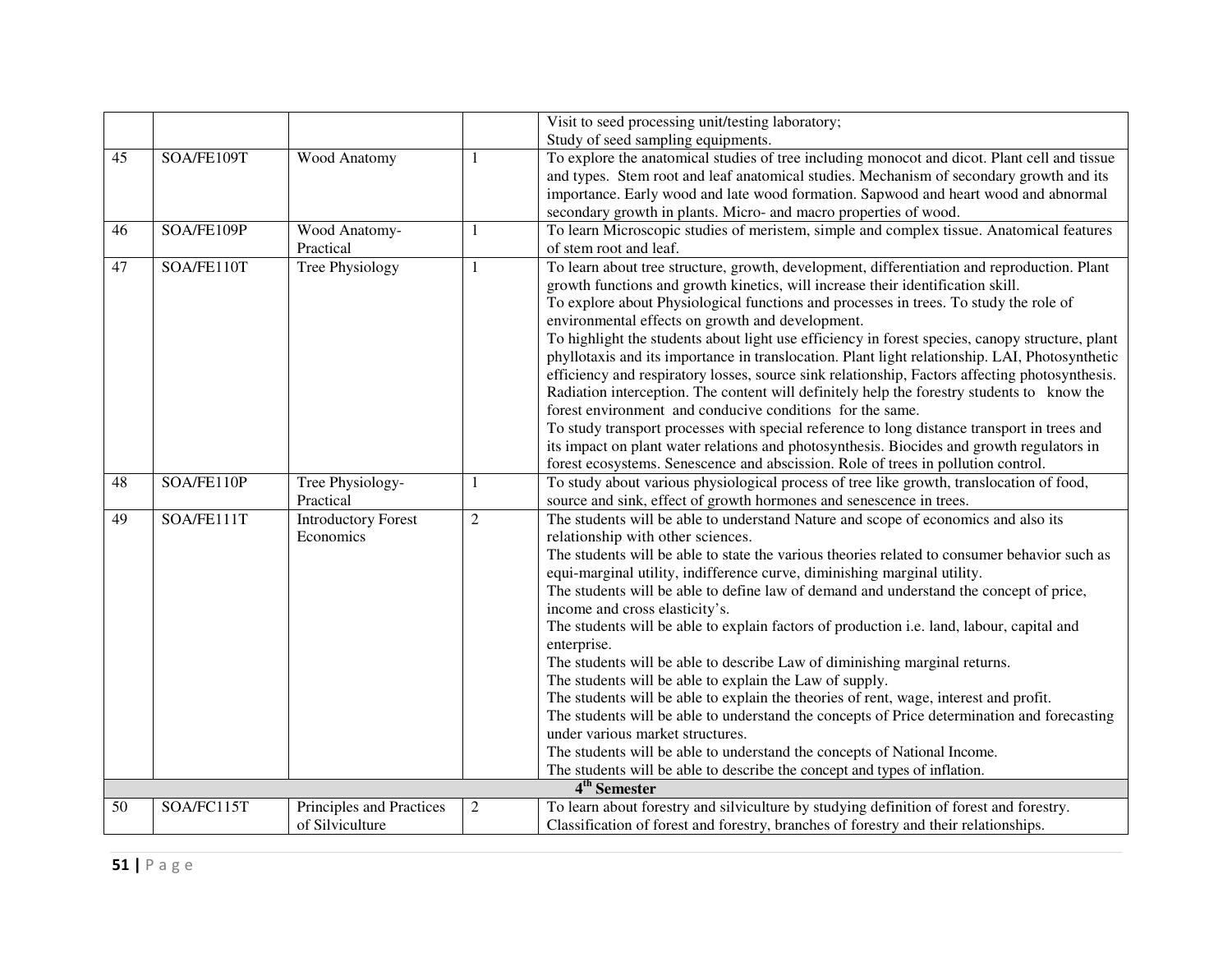| | | | | |
|---|---|---|---|---|
| | | | | Visit to seed processing unit/testing laboratory;<br>Study of seed sampling equipments. |
| 45 | SOA/FE109T | Wood Anatomy | 1 | To explore the anatomical studies of tree including monocot and dicot. Plant cell and tissue and types. Stem root and leaf anatomical studies. Mechanism of secondary growth and its importance. Early wood and late wood formation. Sapwood and heart wood and abnormal secondary growth in plants. Micro- and macro properties of wood. |
| 46 | SOA/FE109P | Wood Anatomy-Practical | 1 | To learn Microscopic studies of meristem, simple and complex tissue. Anatomical features of stem root and leaf. |
| 47 | SOA/FE110T | Tree Physiology | 1 | To learn about tree structure, growth, development, differentiation and reproduction. Plant growth functions and growth kinetics, will increase their identification skill.<br>To explore about Physiological functions and processes in trees. To study the role of environmental effects on growth and development.<br>To highlight the students about light use efficiency in forest species, canopy structure, plant phyllotaxis and its importance in translocation. Plant light relationship. LAI, Photosynthetic efficiency and respiratory losses, source sink relationship, Factors affecting photosynthesis. Radiation interception. The content will definitely help the forestry students to know the forest environment and conducive conditions for the same.<br>To study transport processes with special reference to long distance transport in trees and its impact on plant water relations and photosynthesis. Biocides and growth regulators in forest ecosystems. Senescence and abscission. Role of trees in pollution control. |
| 48 | SOA/FE110P | Tree Physiology-Practical | 1 | To study about various physiological process of tree like growth, translocation of food, source and sink, effect of growth hormones and senescence in trees. |
| 49 | SOA/FE111T | Introductory Forest Economics | 2 | The students will be able to understand Nature and scope of economics and also its relationship with other sciences.<br>The students will be able to state the various theories related to consumer behavior such as equi-marginal utility, indifference curve, diminishing marginal utility.<br>The students will be able to define law of demand and understand the concept of price, income and cross elasticity's.<br>The students will be able to explain factors of production i.e. land, labour, capital and enterprise.<br>The students will be able to describe Law of diminishing marginal returns.<br>The students will be able to explain the Law of supply.<br>The students will be able to explain the theories of rent, wage, interest and profit.<br>The students will be able to understand the concepts of Price determination and forecasting under various market structures.<br>The students will be able to understand the concepts of National Income.<br>The students will be able to describe the concept and types of inflation. |
| | | **4th Semester** | | |
| 50 | SOA/FC115T | Principles and Practices of Silviculture | 2 | To learn about forestry and silviculture by studying definition of forest and forestry. Classification of forest and forestry, branches of forestry and their relationships. |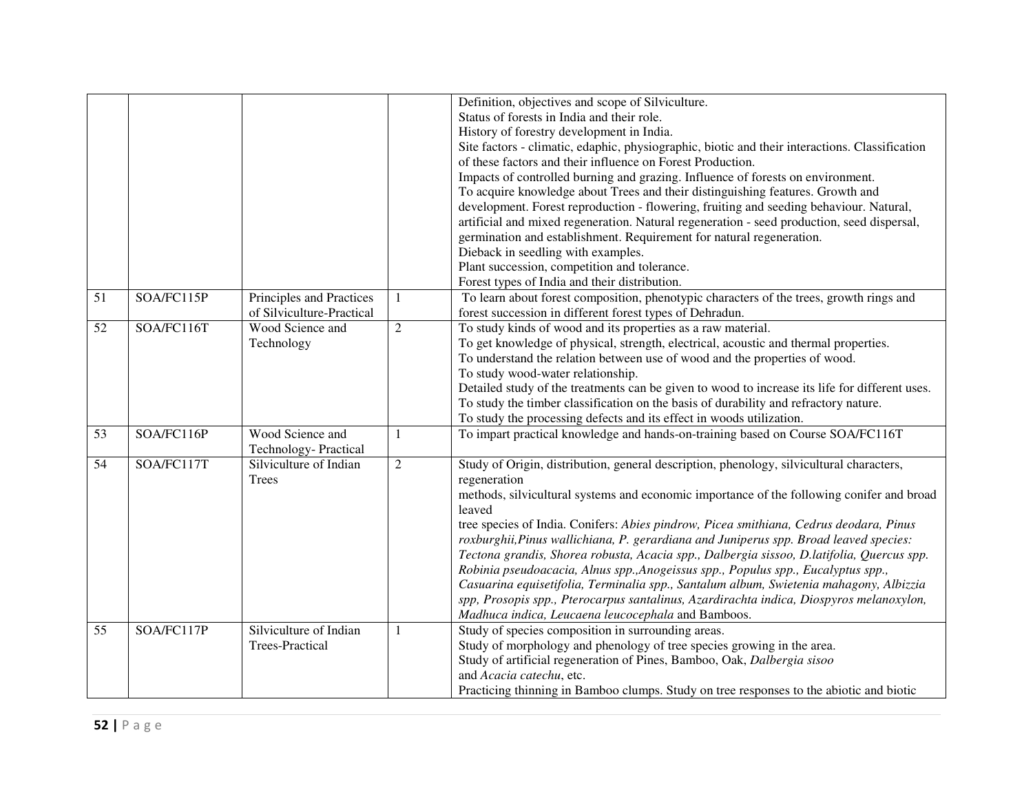| | | | | |
|---|---|---|---|---|
| | | | | Definition, objectives and scope of Silviculture.<br>Status of forests in India and their role.<br>History of forestry development in India.<br>Site factors - climatic, edaphic, physiographic, biotic and their interactions. Classification of these factors and their influence on Forest Production.<br>Impacts of controlled burning and grazing. Influence of forests on environment.<br>To acquire knowledge about Trees and their distinguishing features. Growth and development. Forest reproduction - flowering, fruiting and seeding behaviour. Natural, artificial and mixed regeneration. Natural regeneration - seed production, seed dispersal, germination and establishment. Requirement for natural regeneration.<br>Dieback in seedling with examples.<br>Plant succession, competition and tolerance.<br>Forest types of India and their distribution. |
| 51 | SOA/FC115P | Principles and Practices of Silviculture-Practical | 1 | To learn about forest composition, phenotypic characters of the trees, growth rings and forest succession in different forest types of Dehradun. |
| 52 | SOA/FC116T | Wood Science and Technology | 2 | To study kinds of wood and its properties as a raw material.<br>To get knowledge of physical, strength, electrical, acoustic and thermal properties.<br>To understand the relation between use of wood and the properties of wood.<br>To study wood-water relationship.<br>Detailed study of the treatments can be given to wood to increase its life for different uses.<br>To study the timber classification on the basis of durability and refractory nature.<br>To study the processing defects and its effect in woods utilization. |
| 53 | SOA/FC116P | Wood Science and Technology- Practical | 1 | To impart practical knowledge and hands-on-training based on Course SOA/FC116T |
| 54 | SOA/FC117T | Silviculture of Indian Trees | 2 | Study of Origin, distribution, general description, phenology, silvicultural characters, regeneration<br>methods, silvicultural systems and economic importance of the following conifer and broad leaved<br>tree species of India. Conifers: *Abies pindrow, Picea smithiana, Cedrus deodara, Pinus roxburghii,Pinus wallichiana, P. gerardiana and Juniperus spp. Broad leaved species: Tectona grandis, Shorea robusta, Acacia spp., Dalbergia sissoo, D.latifolia, Quercus spp. Robinia pseudoacacia, Alnus spp.,Anogeissus spp., Populus spp., Eucalyptus spp., Casuarina equisetifolia, Terminalia spp., Santalum album, Swietenia mahagony, Albizzia spp, Prosopis spp., Pterocarpus santalinus, Azardirachta indica, Diospyros melanoxylon, Madhuca indica, Leucaena leucocephala* and Bamboos. |
| 55 | SOA/FC117P | Silviculture of Indian Trees-Practical | 1 | Study of species composition in surrounding areas.<br>Study of morphology and phenology of tree species growing in the area.<br>Study of artificial regeneration of Pines, Bamboo, Oak, *Dalbergia sisoo* and *Acacia catechu*, etc.<br>Practicing thinning in Bamboo clumps. Study on tree responses to the abiotic and biotic |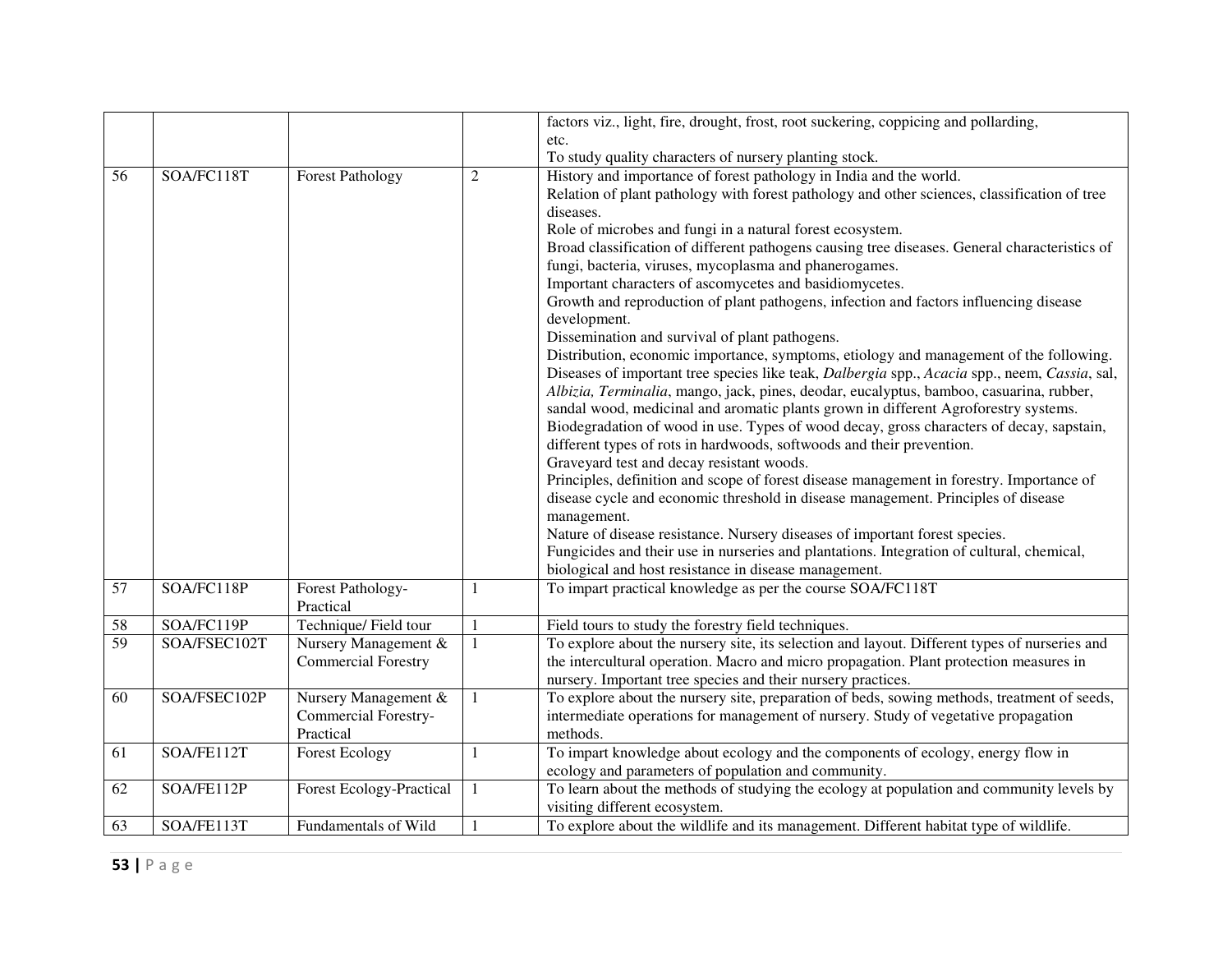| | | | | |
|---|---|---|---|---|
| | | | | factors viz., light, fire, drought, frost, root suckering, coppicing and pollarding, etc.<br>To study quality characters of nursery planting stock. |
| 56 | SOA/FC118T | Forest Pathology | 2 | History and importance of forest pathology in India and the world.<br>Relation of plant pathology with forest pathology and other sciences, classification of tree diseases.<br>Role of microbes and fungi in a natural forest ecosystem.<br>Broad classification of different pathogens causing tree diseases. General characteristics of fungi, bacteria, viruses, mycoplasma and phanerogames.<br>Important characters of ascomycetes and basidiomycetes.<br>Growth and reproduction of plant pathogens, infection and factors influencing disease development.<br>Dissemination and survival of plant pathogens.<br>Distribution, economic importance, symptoms, etiology and management of the following. Diseases of important tree species like teak, *Dalbergia* spp., *Acacia* spp., neem, *Cassia*, sal, *Albizia, Terminalia*, mango, jack, pines, deodar, eucalyptus, bamboo, casuarina, rubber, sandal wood, medicinal and aromatic plants grown in different Agroforestry systems.<br>Biodegradation of wood in use. Types of wood decay, gross characters of decay, sapstain, different types of rots in hardwoods, softwoods and their prevention.<br>Graveyard test and decay resistant woods.<br>Principles, definition and scope of forest disease management in forestry. Importance of disease cycle and economic threshold in disease management. Principles of disease management.<br>Nature of disease resistance. Nursery diseases of important forest species.<br>Fungicides and their use in nurseries and plantations. Integration of cultural, chemical, biological and host resistance in disease management. |
| 57 | SOA/FC118P | Forest Pathology-Practical | 1 | To impart practical knowledge as per the course SOA/FC118T |
| 58 | SOA/FC119P | Technique/ Field tour | 1 | Field tours to study the forestry field techniques. |
| 59 | SOA/FSEC102T | Nursery Management & Commercial Forestry | 1 | To explore about the nursery site, its selection and layout. Different types of nurseries and the intercultural operation. Macro and micro propagation. Plant protection measures in nursery. Important tree species and their nursery practices. |
| 60 | SOA/FSEC102P | Nursery Management & Commercial Forestry-Practical | 1 | To explore about the nursery site, preparation of beds, sowing methods, treatment of seeds, intermediate operations for management of nursery. Study of vegetative propagation methods. |
| 61 | SOA/FE112T | Forest Ecology | 1 | To impart knowledge about ecology and the components of ecology, energy flow in ecology and parameters of population and community. |
| 62 | SOA/FE112P | Forest Ecology-Practical | 1 | To learn about the methods of studying the ecology at population and community levels by visiting different ecosystem. |
| 63 | SOA/FE113T | Fundamentals of Wild | 1 | To explore about the wildlife and its management. Different habitat type of wildlife. |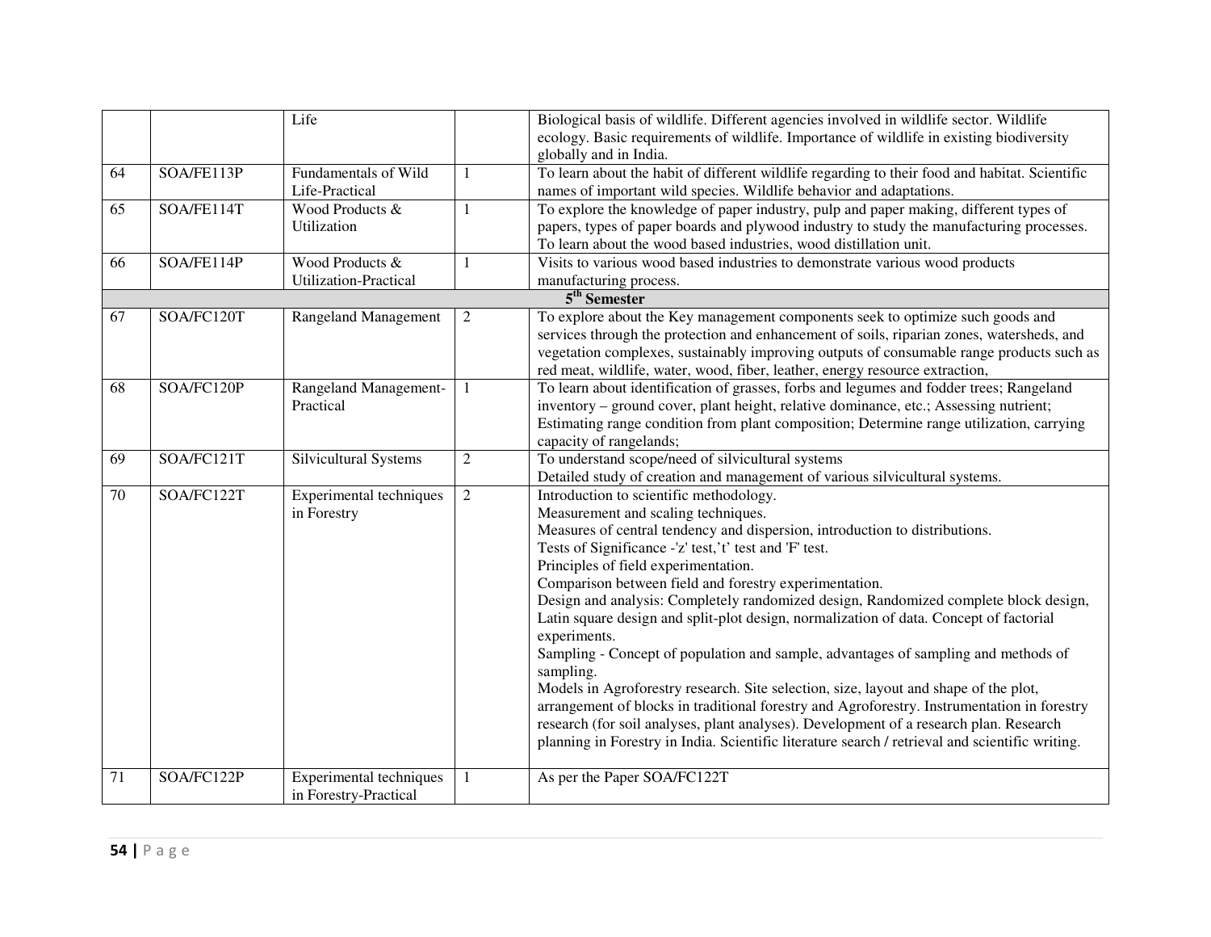| | | | | |
|---|---|---|---|---|
| | | Life | | Biological basis of wildlife. Different agencies involved in wildlife sector. Wildlife ecology. Basic requirements of wildlife. Importance of wildlife in existing biodiversity globally and in India. |
| 64 | SOA/FE113P | Fundamentals of Wild Life-Practical | 1 | To learn about the habit of different wildlife regarding to their food and habitat. Scientific names of important wild species. Wildlife behavior and adaptations. |
| 65 | SOA/FE114T | Wood Products & Utilization | 1 | To explore the knowledge of paper industry, pulp and paper making, different types of papers, types of paper boards and plywood industry to study the manufacturing processes. To learn about the wood based industries, wood distillation unit. |
| 66 | SOA/FE114P | Wood Products & Utilization-Practical | 1 | Visits to various wood based industries to demonstrate various wood products manufacturing process. |
| **5th Semester** | | | | |
| 67 | SOA/FC120T | Rangeland Management | 2 | To explore about the Key management components seek to optimize such goods and services through the protection and enhancement of soils, riparian zones, watersheds, and vegetation complexes, sustainably improving outputs of consumable range products such as red meat, wildlife, water, wood, fiber, leather, energy resource extraction, |
| 68 | SOA/FC120P | Rangeland Management-Practical | 1 | To learn about identification of grasses, forbs and legumes and fodder trees; Rangeland inventory – ground cover, plant height, relative dominance, etc.; Assessing nutrient; Estimating range condition from plant composition; Determine range utilization, carrying capacity of rangelands; |
| 69 | SOA/FC121T | Silvicultural Systems | 2 | To understand scope/need of silvicultural systems<br>Detailed study of creation and management of various silvicultural systems. |
| 70 | SOA/FC122T | Experimental techniques in Forestry | 2 | Introduction to scientific methodology.<br>Measurement and scaling techniques.<br>Measures of central tendency and dispersion, introduction to distributions.<br>Tests of Significance -'z' test,'t' test and 'F' test.<br>Principles of field experimentation.<br>Comparison between field and forestry experimentation.<br>Design and analysis: Completely randomized design, Randomized complete block design, Latin square design and split-plot design, normalization of data. Concept of factorial experiments.<br>Sampling - Concept of population and sample, advantages of sampling and methods of sampling.<br>Models in Agroforestry research. Site selection, size, layout and shape of the plot, arrangement of blocks in traditional forestry and Agroforestry. Instrumentation in forestry research (for soil analyses, plant analyses). Development of a research plan. Research planning in Forestry in India. Scientific literature search / retrieval and scientific writing. |
| 71 | SOA/FC122P | Experimental techniques in Forestry-Practical | 1 | As per the Paper SOA/FC122T |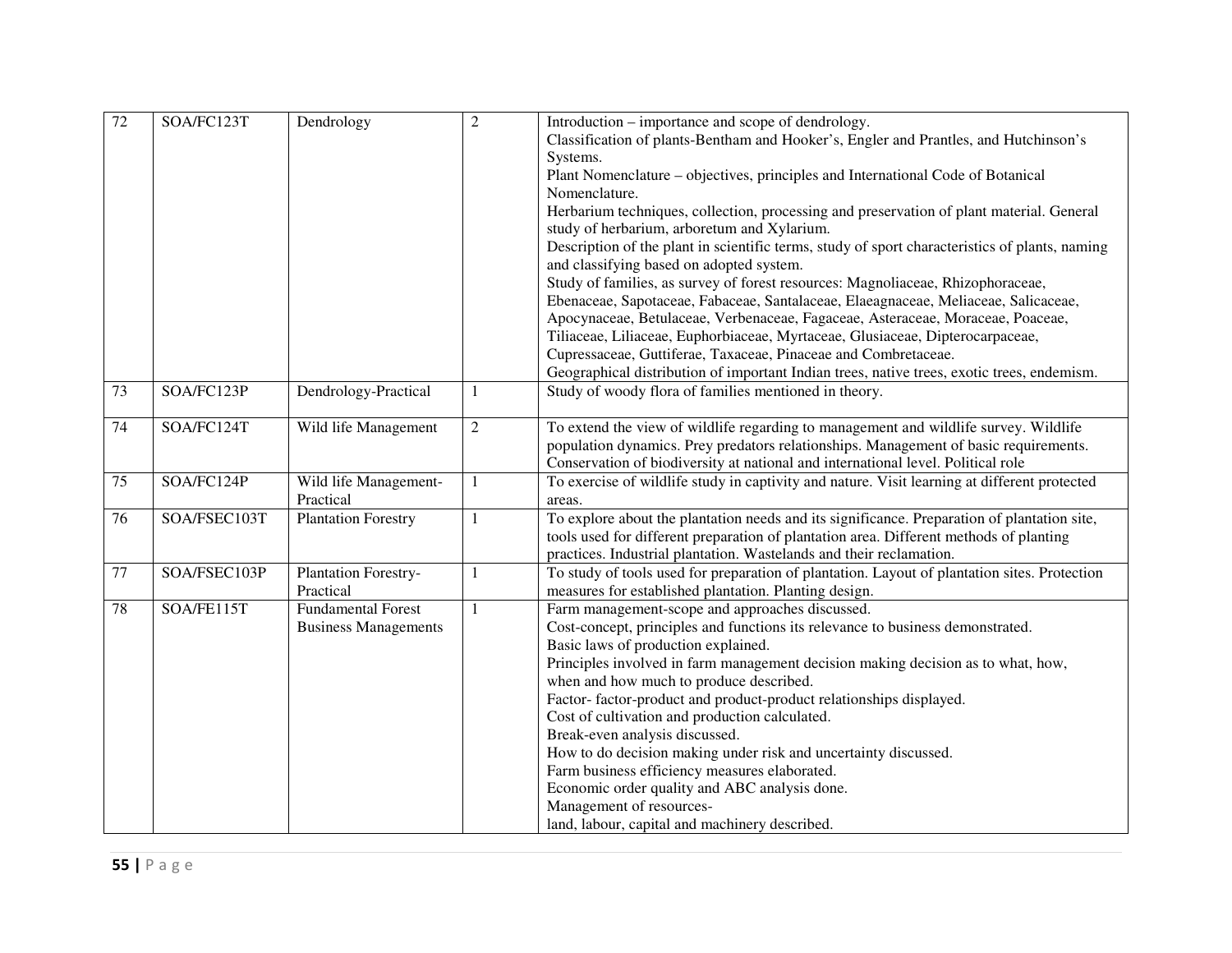| 72 | SOA/FC123T | Dendrology | 2 | Introduction – importance and scope of dendrology.<br>Classification of plants-Bentham and Hooker's, Engler and Prantles, and Hutchinson's Systems.<br>Plant Nomenclature – objectives, principles and International Code of Botanical Nomenclature.<br>Herbarium techniques, collection, processing and preservation of plant material. General study of herbarium, arboretum and Xylarium.<br>Description of the plant in scientific terms, study of sport characteristics of plants, naming and classifying based on adopted system.<br>Study of families, as survey of forest resources: Magnoliaceae, Rhizophoraceae, Ebenaceae, Sapotaceae, Fabaceae, Santalaceae, Elaeagnaceae, Meliaceae, Salicaceae, Apocynaceae, Betulaceae, Verbenaceae, Fagaceae, Asteraceae, Moraceae, Poaceae, Tiliaceae, Liliaceae, Euphorbiaceae, Myrtaceae, Glusiaceae, Dipterocarpaceae, Cupressaceae, Guttiferae, Taxaceae, Pinaceae and Combretaceae.<br>Geographical distribution of important Indian trees, native trees, exotic trees, endemism. |
|---|---|---|---|---|
| 73 | SOA/FC123P | Dendrology-Practical | 1 | Study of woody flora of families mentioned in theory. |
| 74 | SOA/FC124T | Wild life Management | 2 | To extend the view of wildlife regarding to management and wildlife survey. Wildlife population dynamics. Prey predators relationships. Management of basic requirements. Conservation of biodiversity at national and international level. Political role |
| 75 | SOA/FC124P | Wild life Management-Practical | 1 | To exercise of wildlife study in captivity and nature. Visit learning at different protected areas. |
| 76 | SOA/FSEC103T | Plantation Forestry | 1 | To explore about the plantation needs and its significance. Preparation of plantation site, tools used for different preparation of plantation area. Different methods of planting practices. Industrial plantation. Wastelands and their reclamation. |
| 77 | SOA/FSEC103P | Plantation Forestry-Practical | 1 | To study of tools used for preparation of plantation. Layout of plantation sites. Protection measures for established plantation. Planting design. |
| 78 | SOA/FE115T | Fundamental Forest Business Managements | 1 | Farm management-scope and approaches discussed.<br>Cost-concept, principles and functions its relevance to business demonstrated.<br>Basic laws of production explained.<br>Principles involved in farm management decision making decision as to what, how, when and how much to produce described.<br>Factor- factor-product and product-product relationships displayed.<br>Cost of cultivation and production calculated.<br>Break-even analysis discussed.<br>How to do decision making under risk and uncertainty discussed.<br>Farm business efficiency measures elaborated.<br>Economic order quality and ABC analysis done.<br>Management of resources-<br>land, labour, capital and machinery described. |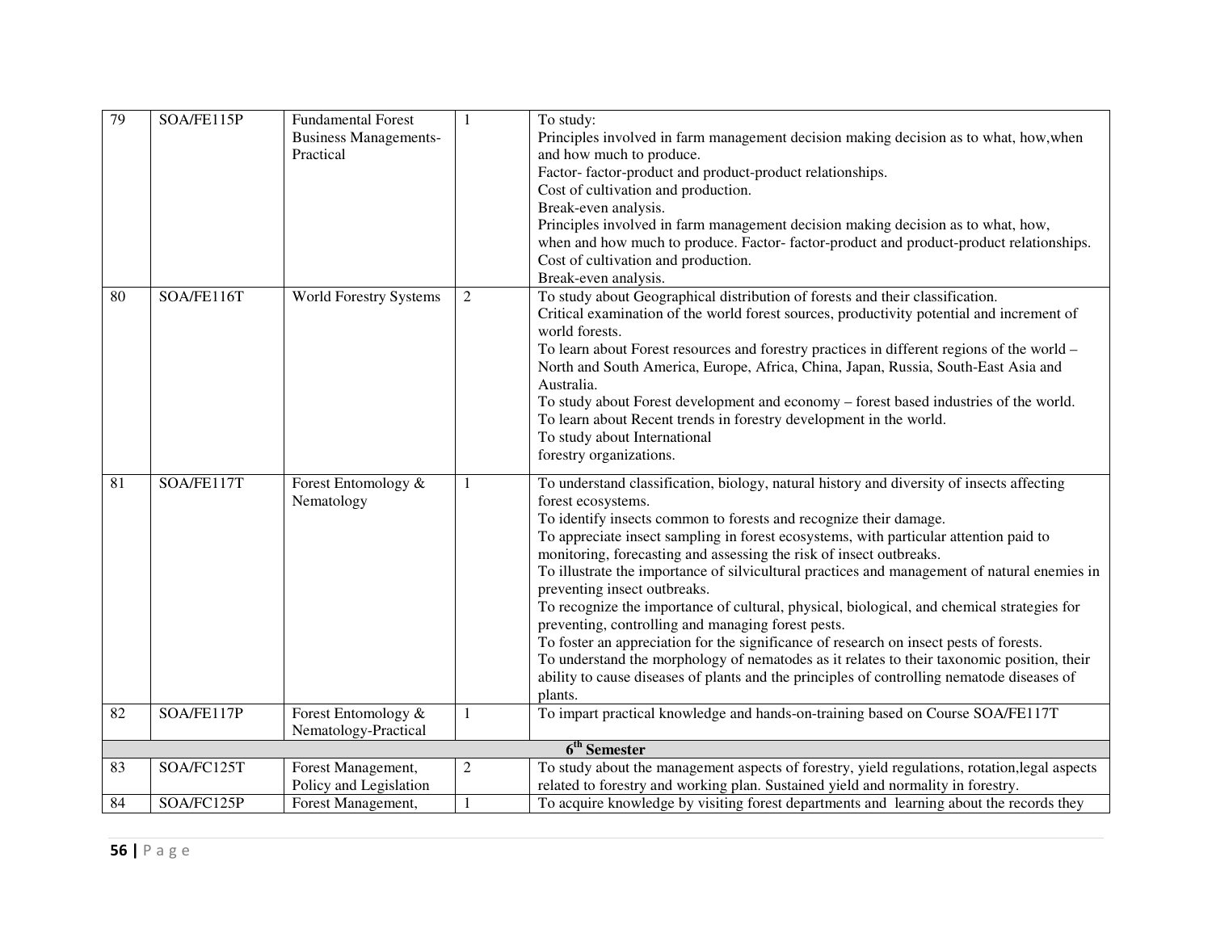| 79 | SOA/FE115P | Fundamental Forest Business Managements-Practical | 1 | To study:<br>Principles involved in farm management decision making decision as to what, how,when and how much to produce.<br>Factor- factor-product and product-product relationships.<br>Cost of cultivation and production.<br>Break-even analysis.<br>Principles involved in farm management decision making decision as to what, how, when and how much to produce. Factor- factor-product and product-product relationships.<br>Cost of cultivation and production.<br>Break-even analysis. |
|---|---|---|---|---|
| 80 | SOA/FE116T | World Forestry Systems | 2 | To study about Geographical distribution of forests and their classification.<br>Critical examination of the world forest sources, productivity potential and increment of world forests.<br>To learn about Forest resources and forestry practices in different regions of the world – North and South America, Europe, Africa, China, Japan, Russia, South-East Asia and Australia.<br>To study about Forest development and economy – forest based industries of the world.<br>To learn about Recent trends in forestry development in the world.<br>To study about International forestry organizations. |
| 81 | SOA/FE117T | Forest Entomology & Nematology | 1 | To understand classification, biology, natural history and diversity of insects affecting forest ecosystems.<br>To identify insects common to forests and recognize their damage.<br>To appreciate insect sampling in forest ecosystems, with particular attention paid to monitoring, forecasting and assessing the risk of insect outbreaks.<br>To illustrate the importance of silvicultural practices and management of natural enemies in preventing insect outbreaks.<br>To recognize the importance of cultural, physical, biological, and chemical strategies for preventing, controlling and managing forest pests.<br>To foster an appreciation for the significance of research on insect pests of forests.<br>To understand the morphology of nematodes as it relates to their taxonomic position, their ability to cause diseases of plants and the principles of controlling nematode diseases of plants. |
| 82 | SOA/FE117P | Forest Entomology & Nematology-Practical | 1 | To impart practical knowledge and hands-on-training based on Course SOA/FE117T |
| | | | | **6th Semester** |
| 83 | SOA/FC125T | Forest Management, Policy and Legislation | 2 | To study about the management aspects of forestry, yield regulations, rotation,legal aspects related to forestry and working plan. Sustained yield and normality in forestry. |
| 84 | SOA/FC125P | Forest Management, | 1 | To acquire knowledge by visiting forest departments and learning about the records they |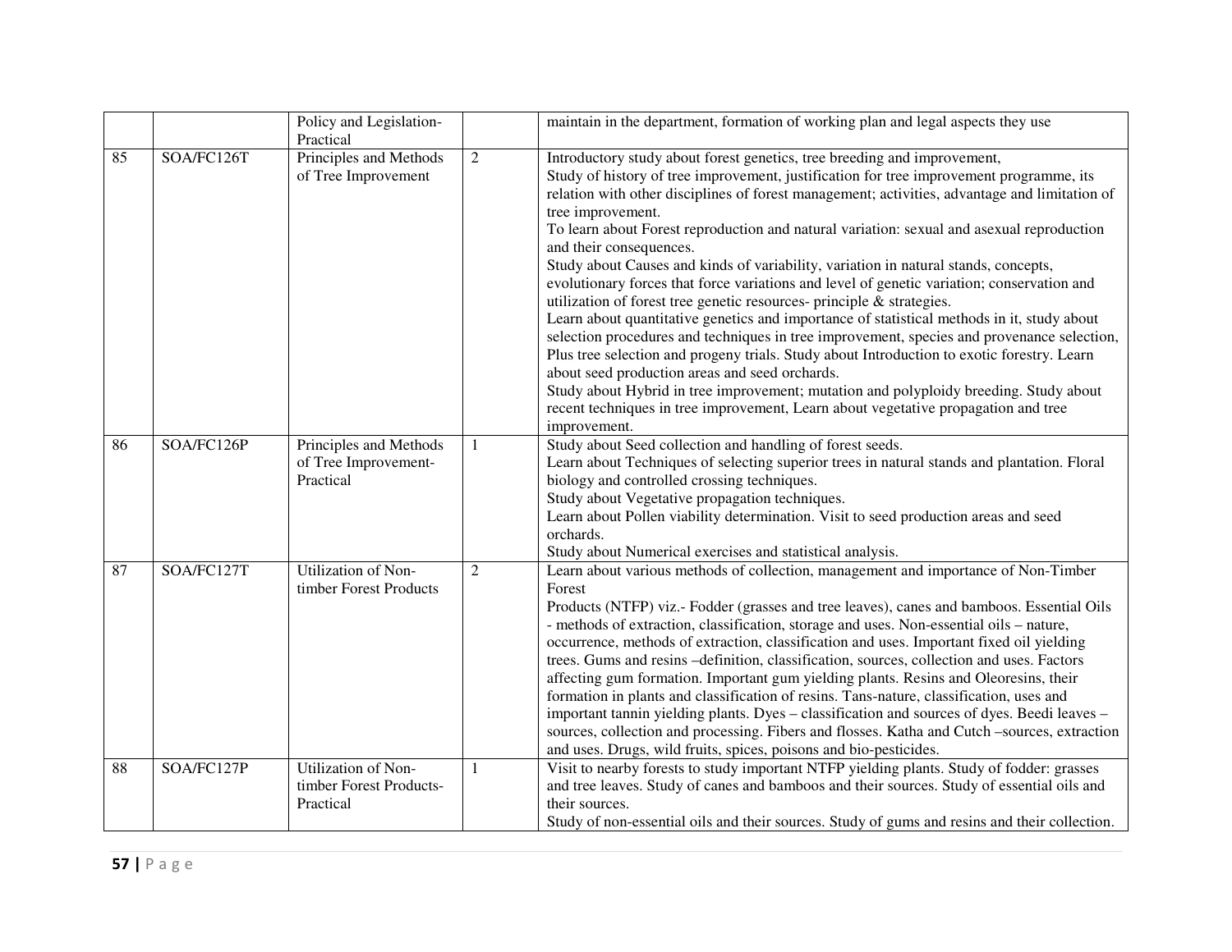|  |  |  |  |  |
|---|---|---|---|---|
|  |  | Policy and Legislation-Practical |  | maintain in the department, formation of working plan and legal aspects they use |
| 85 | SOA/FC126T | Principles and Methods of Tree Improvement | 2 | Introductory study about forest genetics, tree breeding and improvement, Study of history of tree improvement, justification for tree improvement programme, its relation with other disciplines of forest management; activities, advantage and limitation of tree improvement. To learn about Forest reproduction and natural variation: sexual and asexual reproduction and their consequences. Study about Causes and kinds of variability, variation in natural stands, concepts, evolutionary forces that force variations and level of genetic variation; conservation and utilization of forest tree genetic resources- principle & strategies. Learn about quantitative genetics and importance of statistical methods in it, study about selection procedures and techniques in tree improvement, species and provenance selection, Plus tree selection and progeny trials. Study about Introduction to exotic forestry. Learn about seed production areas and seed orchards. Study about Hybrid in tree improvement; mutation and polyploidy breeding. Study about recent techniques in tree improvement, Learn about vegetative propagation and tree improvement. |
| 86 | SOA/FC126P | Principles and Methods of Tree Improvement-Practical | 1 | Study about Seed collection and handling of forest seeds. Learn about Techniques of selecting superior trees in natural stands and plantation. Floral biology and controlled crossing techniques. Study about Vegetative propagation techniques. Learn about Pollen viability determination. Visit to seed production areas and seed orchards. Study about Numerical exercises and statistical analysis. |
| 87 | SOA/FC127T | Utilization of Non-timber Forest Products | 2 | Learn about various methods of collection, management and importance of Non-Timber Forest Products (NTFP) viz.- Fodder (grasses and tree leaves), canes and bamboos. Essential Oils - methods of extraction, classification, storage and uses. Non-essential oils – nature, occurrence, methods of extraction, classification and uses. Important fixed oil yielding trees. Gums and resins –definition, classification, sources, collection and uses. Factors affecting gum formation. Important gum yielding plants. Resins and Oleoresins, their formation in plants and classification of resins. Tans-nature, classification, uses and important tannin yielding plants. Dyes – classification and sources of dyes. Beedi leaves – sources, collection and processing. Fibers and flosses. Katha and Cutch –sources, extraction and uses. Drugs, wild fruits, spices, poisons and bio-pesticides. |
| 88 | SOA/FC127P | Utilization of Non-timber Forest Products-Practical | 1 | Visit to nearby forests to study important NTFP yielding plants. Study of fodder: grasses and tree leaves. Study of canes and bamboos and their sources. Study of essential oils and their sources. Study of non-essential oils and their sources. Study of gums and resins and their collection. |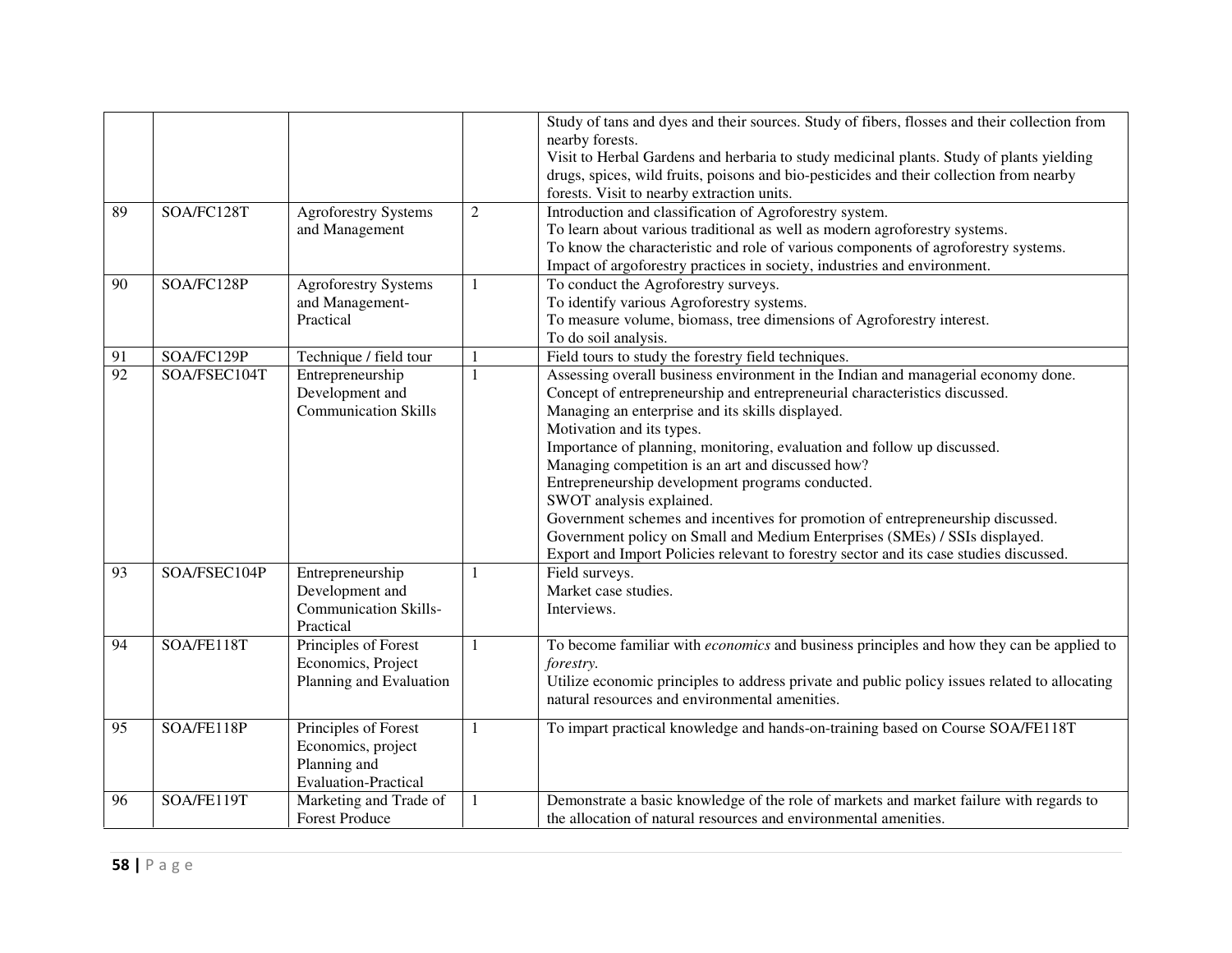| | | | | |
|---|---|---|---|---|
| | | | | Study of tans and dyes and their sources. Study of fibers, flosses and their collection from nearby forests.<br>Visit to Herbal Gardens and herbaria to study medicinal plants. Study of plants yielding drugs, spices, wild fruits, poisons and bio-pesticides and their collection from nearby forests. Visit to nearby extraction units. |
| 89 | SOA/FC128T | Agroforestry Systems and Management | 2 | Introduction and classification of Agroforestry system.<br>To learn about various traditional as well as modern agroforestry systems.<br>To know the characteristic and role of various components of agroforestry systems.<br>Impact of argoforestry practices in society, industries and environment. |
| 90 | SOA/FC128P | Agroforestry Systems and Management-Practical | 1 | To conduct the Agroforestry surveys.<br>To identify various Agroforestry systems.<br>To measure volume, biomass, tree dimensions of Agroforestry interest.<br>To do soil analysis. |
| 91 | SOA/FC129P | Technique / field tour | 1 | Field tours to study the forestry field techniques. |
| 92 | SOA/FSEC104T | Entrepreneurship Development and Communication Skills | 1 | Assessing overall business environment in the Indian and managerial economy done.<br>Concept of entrepreneurship and entrepreneurial characteristics discussed.<br>Managing an enterprise and its skills displayed.<br>Motivation and its types.<br>Importance of planning, monitoring, evaluation and follow up discussed.<br>Managing competition is an art and discussed how?<br>Entrepreneurship development programs conducted.<br>SWOT analysis explained.<br>Government schemes and incentives for promotion of entrepreneurship discussed.<br>Government policy on Small and Medium Enterprises (SMEs) / SSIs displayed.<br>Export and Import Policies relevant to forestry sector and its case studies discussed. |
| 93 | SOA/FSEC104P | Entrepreneurship Development and Communication Skills-Practical | 1 | Field surveys.<br>Market case studies.<br>Interviews. |
| 94 | SOA/FE118T | Principles of Forest Economics, Project Planning and Evaluation | 1 | To become familiar with *economics* and business principles and how they can be applied to *forestry*.<br>Utilize economic principles to address private and public policy issues related to allocating natural resources and environmental amenities. |
| 95 | SOA/FE118P | Principles of Forest Economics, project Planning and Evaluation-Practical | 1 | To impart practical knowledge and hands-on-training based on Course SOA/FE118T |
| 96 | SOA/FE119T | Marketing and Trade of Forest Produce | 1 | Demonstrate a basic knowledge of the role of markets and market failure with regards to the allocation of natural resources and environmental amenities. |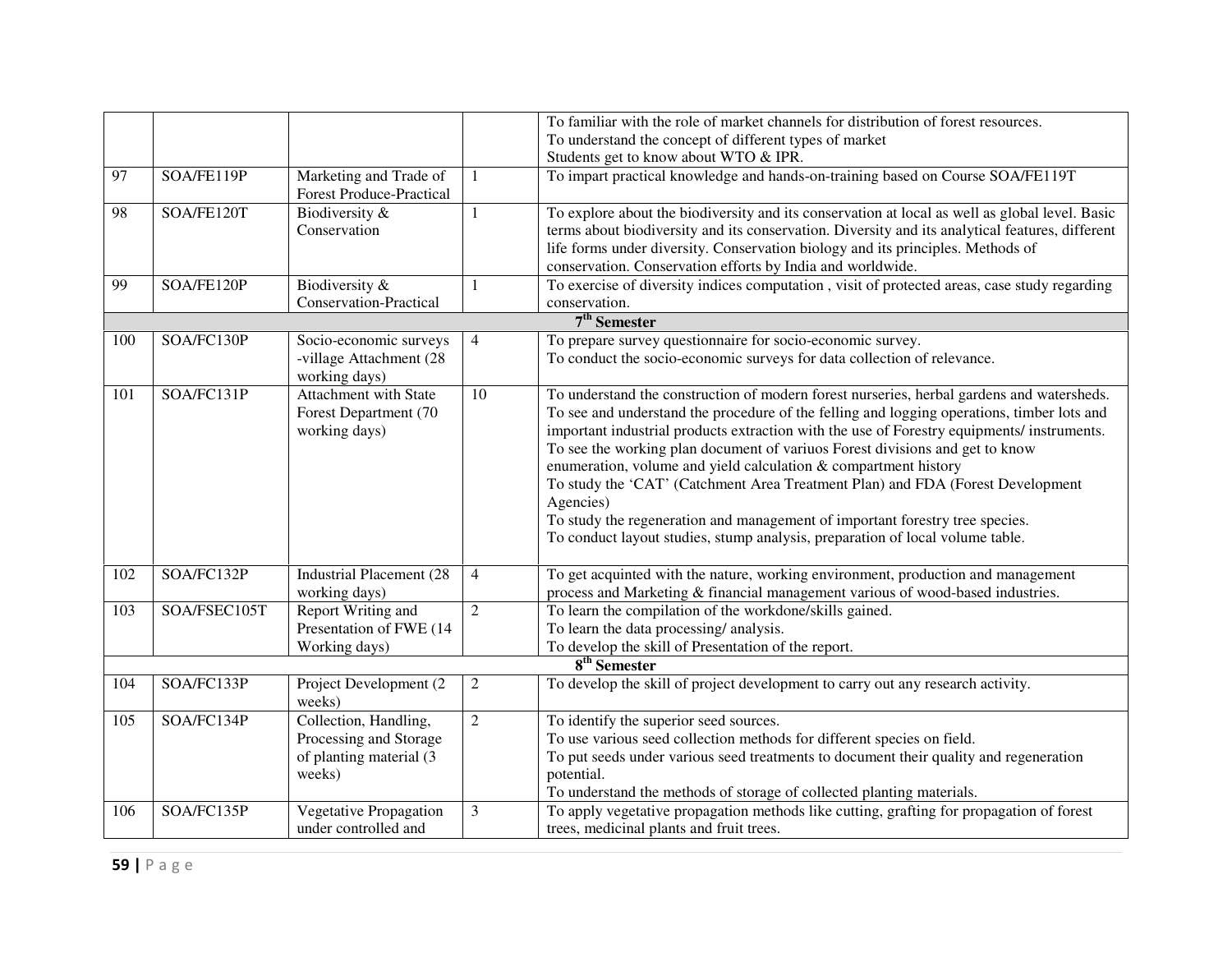| | | | | |
|---|---|---|---|---|
| | | | | To familiar with the role of market channels for distribution of forest resources.<br>To understand the concept of different types of market<br>Students get to know about WTO & IPR. |
| 97 | SOA/FE119P | Marketing and Trade of Forest Produce-Practical | 1 | To impart practical knowledge and hands-on-training based on Course SOA/FE119T |
| 98 | SOA/FE120T | Biodiversity & Conservation | 1 | To explore about the biodiversity and its conservation at local as well as global level. Basic terms about biodiversity and its conservation. Diversity and its analytical features, different life forms under diversity. Conservation biology and its principles. Methods of conservation. Conservation efforts by India and worldwide. |
| 99 | SOA/FE120P | Biodiversity & Conservation-Practical | 1 | To exercise of diversity indices computation , visit of protected areas, case study regarding conservation. |
| | | | | **7th Semester** |
| 100 | SOA/FC130P | Socio-economic surveys -village Attachment (28 working days) | 4 | To prepare survey questionnaire for socio-economic survey.<br>To conduct the socio-economic surveys for data collection of relevance. |
| 101 | SOA/FC131P | Attachment with State Forest Department (70 working days) | 10 | To understand the construction of modern forest nurseries, herbal gardens and watersheds.<br>To see and understand the procedure of the felling and logging operations, timber lots and important industrial products extraction with the use of Forestry equipments/ instruments.<br>To see the working plan document of variuos Forest divisions and get to know enumeration, volume and yield calculation & compartment history<br>To study the 'CAT' (Catchment Area Treatment Plan) and FDA (Forest Development Agencies)<br>To study the regeneration and management of important forestry tree species.<br>To conduct layout studies, stump analysis, preparation of local volume table. |
| 102 | SOA/FC132P | Industrial Placement (28 working days) | 4 | To get acquinted with the nature, working environment, production and management process and Marketing & financial management various of wood-based industries. |
| 103 | SOA/FSEC105T | Report Writing and Presentation of FWE (14 Working days) | 2 | To learn the compilation of the workdone/skills gained.<br>To learn the data processing/ analysis.<br>To develop the skill of Presentation of the report. |
| | | | | **8th Semester** |
| 104 | SOA/FC133P | Project Development (2 weeks) | 2 | To develop the skill of project development to carry out any research activity. |
| 105 | SOA/FC134P | Collection, Handling, Processing and Storage of planting material (3 weeks) | 2 | To identify the superior seed sources.<br>To use various seed collection methods for different species on field.<br>To put seeds under various seed treatments to document their quality and regeneration potential.<br>To understand the methods of storage of collected planting materials. |
| 106 | SOA/FC135P | Vegetative Propagation under controlled and | 3 | To apply vegetative propagation methods like cutting, grafting for propagation of forest trees, medicinal plants and fruit trees. |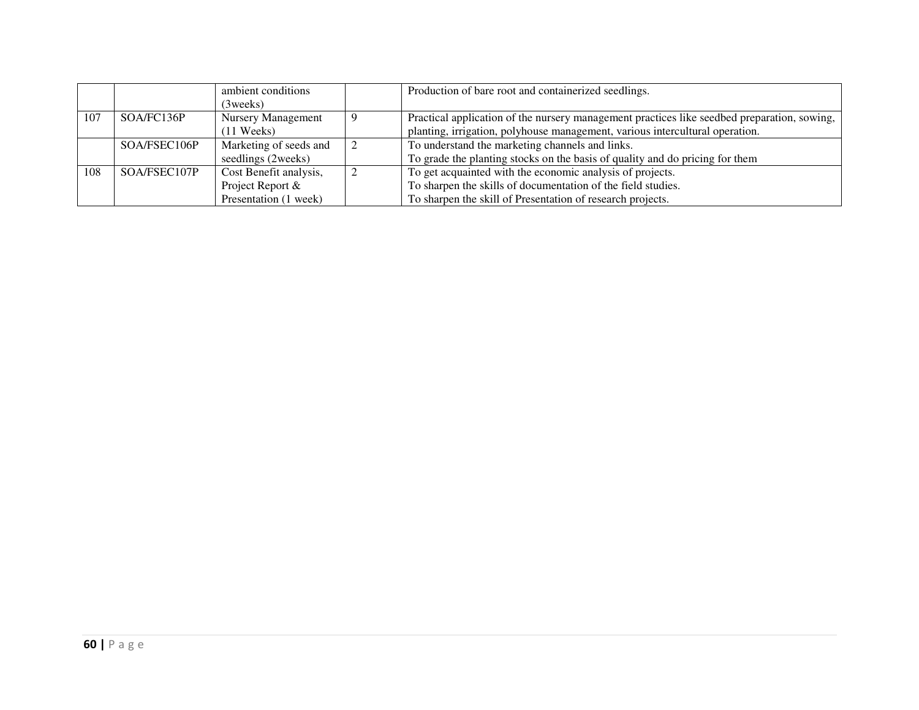| | | | | |
|---|---|---|---|---|
| | | ambient conditions (3weeks) | | Production of bare root and containerized seedlings. |
| 107 | SOA/FC136P | Nursery Management (11 Weeks) | 9 | Practical application of the nursery management practices like seedbed preparation, sowing, planting, irrigation, polyhouse management, various intercultural operation. |
| | SOA/FSEC106P | Marketing of seeds and seedlings (2weeks) | 2 | To understand the marketing channels and links.<br>To grade the planting stocks on the basis of quality and do pricing for them |
| 108 | SOA/FSEC107P | Cost Benefit analysis, Project Report & Presentation (1 week) | 2 | To get acquainted with the economic analysis of projects.<br>To sharpen the skills of documentation of the field studies.<br>To sharpen the skill of Presentation of research projects. |